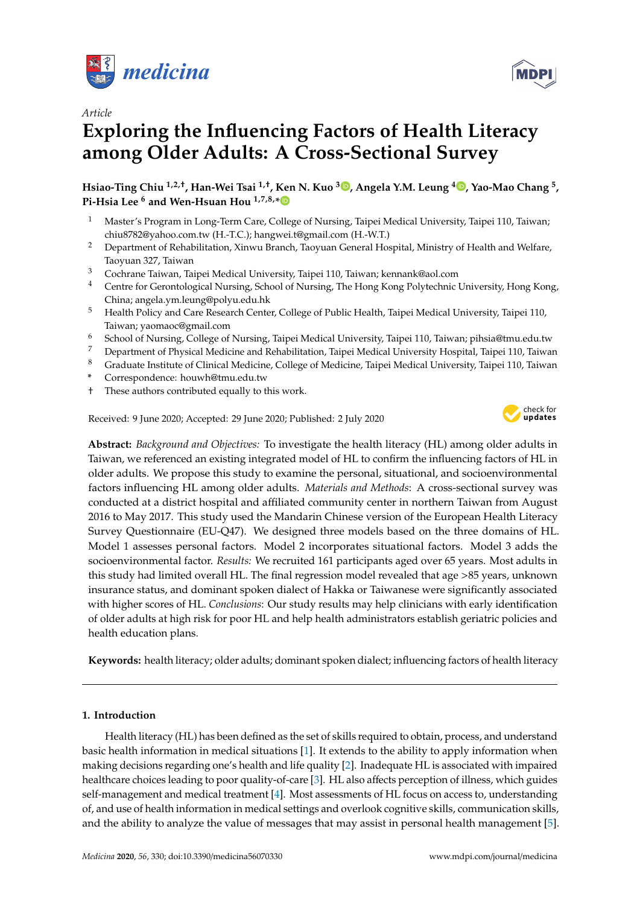*Article*

# Exploring the Influencing Factors of Health Literacy among Older Adults: A Cross-Sectional Survey

**Hsiao-Ting Chiu [1,2,†], Han-Wei Tsai [1,†], Ken N. Kuo [3], Angela Y.M. Leung [4], Yao-Mao Chang [5], Pi-Hsia Lee [6] and Wen-Hsuan Hou [1,7,8,*]**

1. Master's Program in Long-Term Care, College of Nursing, Taipei Medical University, Taipei 110, Taiwan; chiu8782@yahoo.com.tw (H.-T.C.); hangwei.t@gmail.com (H.-W.T.)
2. Department of Rehabilitation, Xinwu Branch, Taoyuan General Hospital, Ministry of Health and Welfare, Taoyuan 327, Taiwan
3. Cochrane Taiwan, Taipei Medical University, Taipei 110, Taiwan; kennank@aol.com
4. Centre for Gerontological Nursing, School of Nursing, The Hong Kong Polytechnic University, Hong Kong, China; angela.ym.leung@polyu.edu.hk
5. Health Policy and Care Research Center, College of Public Health, Taipei Medical University, Taipei 110, Taiwan; yaomaoc@gmail.com
6. School of Nursing, College of Nursing, Taipei Medical University, Taipei 110, Taiwan; pihsia@tmu.edu.tw
7. Department of Physical Medicine and Rehabilitation, Taipei Medical University Hospital, Taipei 110, Taiwan
8. Graduate Institute of Clinical Medicine, College of Medicine, Taipei Medical University, Taipei 110, Taiwan

\* Correspondence: houwh@tmu.edu.tw

† These authors contributed equally to this work.

Received: 9 June 2020; Accepted: 29 June 2020; Published: 2 July 2020

**Abstract:** *Background and Objectives:* To investigate the health literacy (HL) among older adults in Taiwan, we referenced an existing integrated model of HL to confirm the influencing factors of HL in older adults. We propose this study to examine the personal, situational, and socioenvironmental factors influencing HL among older adults. *Materials and Methods*: A cross-sectional survey was conducted at a district hospital and affiliated community center in northern Taiwan from August 2016 to May 2017. This study used the Mandarin Chinese version of the European Health Literacy Survey Questionnaire (EU-Q47). We designed three models based on the three domains of HL. Model 1 assesses personal factors. Model 2 incorporates situational factors. Model 3 adds the socioenvironmental factor. *Results:* We recruited 161 participants aged over 65 years. Most adults in this study had limited overall HL. The final regression model revealed that age >85 years, unknown insurance status, and dominant spoken dialect of Hakka or Taiwanese were significantly associated with higher scores of HL. *Conclusions*: Our study results may help clinicians with early identification of older adults at high risk for poor HL and help health administrators establish geriatric policies and health education plans.

**Keywords:** health literacy; older adults; dominant spoken dialect; influencing factors of health literacy

## 1. Introduction

Health literacy (HL) has been defined as the set of skills required to obtain, process, and understand basic health information in medical situations [1]. It extends to the ability to apply information when making decisions regarding one's health and life quality [2]. Inadequate HL is associated with impaired healthcare choices leading to poor quality-of-care [3]. HL also affects perception of illness, which guides self-management and medical treatment [4]. Most assessments of HL focus on access to, understanding of, and use of health information in medical settings and overlook cognitive skills, communication skills, and the ability to analyze the value of messages that may assist in personal health management [5].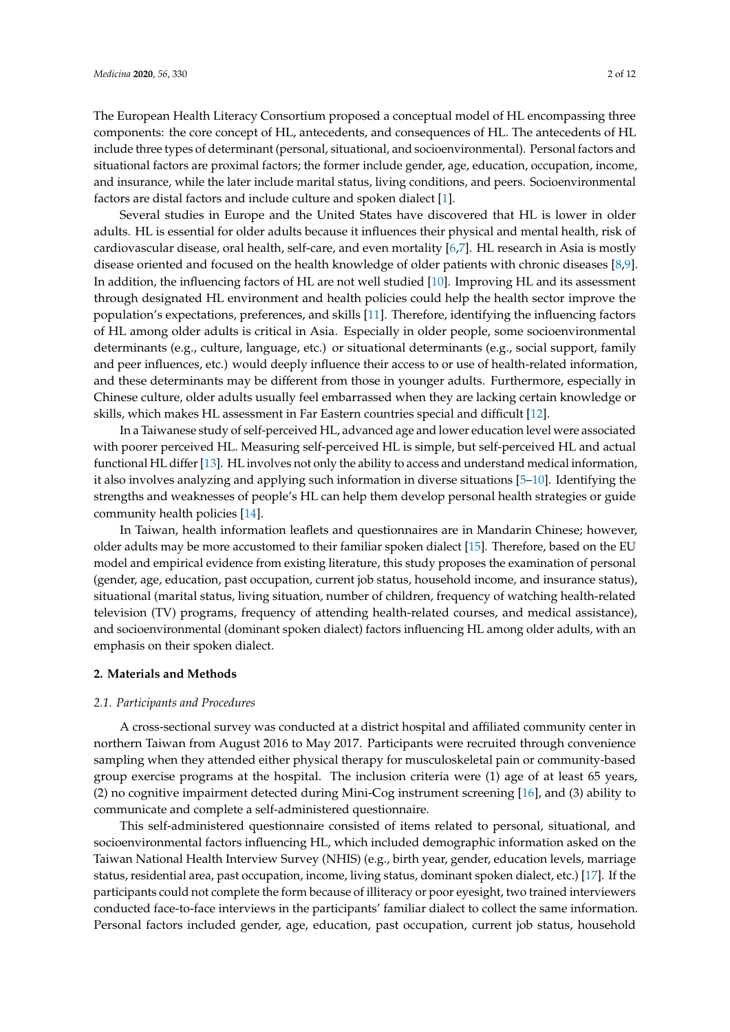The European Health Literacy Consortium proposed a conceptual model of HL encompassing three components: the core concept of HL, antecedents, and consequences of HL. The antecedents of HL include three types of determinant (personal, situational, and socioenvironmental). Personal factors and situational factors are proximal factors; the former include gender, age, education, occupation, income, and insurance, while the later include marital status, living conditions, and peers. Socioenvironmental factors are distal factors and include culture and spoken dialect [1].

Several studies in Europe and the United States have discovered that HL is lower in older adults. HL is essential for older adults because it influences their physical and mental health, risk of cardiovascular disease, oral health, self-care, and even mortality [6,7]. HL research in Asia is mostly disease oriented and focused on the health knowledge of older patients with chronic diseases [8,9]. In addition, the influencing factors of HL are not well studied [10]. Improving HL and its assessment through designated HL environment and health policies could help the health sector improve the population's expectations, preferences, and skills [11]. Therefore, identifying the influencing factors of HL among older adults is critical in Asia. Especially in older people, some socioenvironmental determinants (e.g., culture, language, etc.) or situational determinants (e.g., social support, family and peer influences, etc.) would deeply influence their access to or use of health-related information, and these determinants may be different from those in younger adults. Furthermore, especially in Chinese culture, older adults usually feel embarrassed when they are lacking certain knowledge or skills, which makes HL assessment in Far Eastern countries special and difficult [12].

In a Taiwanese study of self-perceived HL, advanced age and lower education level were associated with poorer perceived HL. Measuring self-perceived HL is simple, but self-perceived HL and actual functional HL differ [13]. HL involves not only the ability to access and understand medical information, it also involves analyzing and applying such information in diverse situations [5–10]. Identifying the strengths and weaknesses of people's HL can help them develop personal health strategies or guide community health policies [14].

In Taiwan, health information leaflets and questionnaires are in Mandarin Chinese; however, older adults may be more accustomed to their familiar spoken dialect [15]. Therefore, based on the EU model and empirical evidence from existing literature, this study proposes the examination of personal (gender, age, education, past occupation, current job status, household income, and insurance status), situational (marital status, living situation, number of children, frequency of watching health-related television (TV) programs, frequency of attending health-related courses, and medical assistance), and socioenvironmental (dominant spoken dialect) factors influencing HL among older adults, with an emphasis on their spoken dialect.

## 2. Materials and Methods

### *2.1. Participants and Procedures*

A cross-sectional survey was conducted at a district hospital and affiliated community center in northern Taiwan from August 2016 to May 2017. Participants were recruited through convenience sampling when they attended either physical therapy for musculoskeletal pain or community-based group exercise programs at the hospital. The inclusion criteria were (1) age of at least 65 years, (2) no cognitive impairment detected during Mini-Cog instrument screening [16], and (3) ability to communicate and complete a self-administered questionnaire.

This self-administered questionnaire consisted of items related to personal, situational, and socioenvironmental factors influencing HL, which included demographic information asked on the Taiwan National Health Interview Survey (NHIS) (e.g., birth year, gender, education levels, marriage status, residential area, past occupation, income, living status, dominant spoken dialect, etc.) [17]. If the participants could not complete the form because of illiteracy or poor eyesight, two trained interviewers conducted face-to-face interviews in the participants' familiar dialect to collect the same information. Personal factors included gender, age, education, past occupation, current job status, household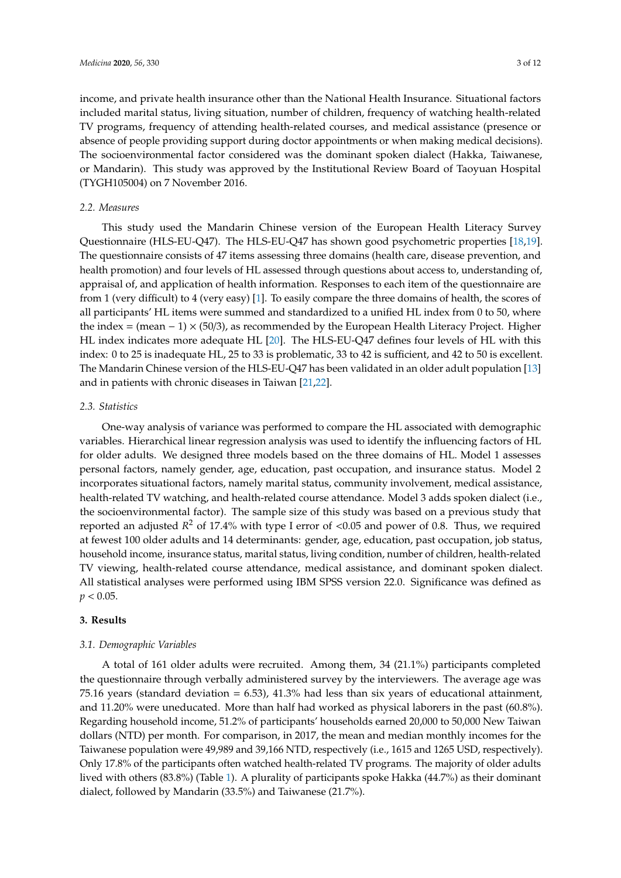income, and private health insurance other than the National Health Insurance. Situational factors included marital status, living situation, number of children, frequency of watching health-related TV programs, frequency of attending health-related courses, and medical assistance (presence or absence of people providing support during doctor appointments or when making medical decisions). The socioenvironmental factor considered was the dominant spoken dialect (Hakka, Taiwanese, or Mandarin). This study was approved by the Institutional Review Board of Taoyuan Hospital (TYGH105004) on 7 November 2016.

### 2.2. Measures

This study used the Mandarin Chinese version of the European Health Literacy Survey Questionnaire (HLS-EU-Q47). The HLS-EU-Q47 has shown good psychometric properties [18,19]. The questionnaire consists of 47 items assessing three domains (health care, disease prevention, and health promotion) and four levels of HL assessed through questions about access to, understanding of, appraisal of, and application of health information. Responses to each item of the questionnaire are from 1 (very difficult) to 4 (very easy) [1]. To easily compare the three domains of health, the scores of all participants' HL items were summed and standardized to a unified HL index from 0 to 50, where the index = (mean − 1) × (50/3), as recommended by the European Health Literacy Project. Higher HL index indicates more adequate HL [20]. The HLS-EU-Q47 defines four levels of HL with this index: 0 to 25 is inadequate HL, 25 to 33 is problematic, 33 to 42 is sufficient, and 42 to 50 is excellent. The Mandarin Chinese version of the HLS-EU-Q47 has been validated in an older adult population [13] and in patients with chronic diseases in Taiwan [21,22].

### 2.3. Statistics

One-way analysis of variance was performed to compare the HL associated with demographic variables. Hierarchical linear regression analysis was used to identify the influencing factors of HL for older adults. We designed three models based on the three domains of HL. Model 1 assesses personal factors, namely gender, age, education, past occupation, and insurance status. Model 2 incorporates situational factors, namely marital status, community involvement, medical assistance, health-related TV watching, and health-related course attendance. Model 3 adds spoken dialect (i.e., the socioenvironmental factor). The sample size of this study was based on a previous study that reported an adjusted $R^2$ of 17.4% with type I error of <0.05 and power of 0.8. Thus, we required at fewest 100 older adults and 14 determinants: gender, age, education, past occupation, job status, household income, insurance status, marital status, living condition, number of children, health-related TV viewing, health-related course attendance, medical assistance, and dominant spoken dialect. All statistical analyses were performed using IBM SPSS version 22.0. Significance was defined as $p < 0.05$.

## 3. Results

### 3.1. Demographic Variables

A total of 161 older adults were recruited. Among them, 34 (21.1%) participants completed the questionnaire through verbally administered survey by the interviewers. The average age was 75.16 years (standard deviation = 6.53), 41.3% had less than six years of educational attainment, and 11.20% were uneducated. More than half had worked as physical laborers in the past (60.8%). Regarding household income, 51.2% of participants' households earned 20,000 to 50,000 New Taiwan dollars (NTD) per month. For comparison, in 2017, the mean and median monthly incomes for the Taiwanese population were 49,989 and 39,166 NTD, respectively (i.e., 1615 and 1265 USD, respectively). Only 17.8% of the participants often watched health-related TV programs. The majority of older adults lived with others (83.8%) (Table 1). A plurality of participants spoke Hakka (44.7%) as their dominant dialect, followed by Mandarin (33.5%) and Taiwanese (21.7%).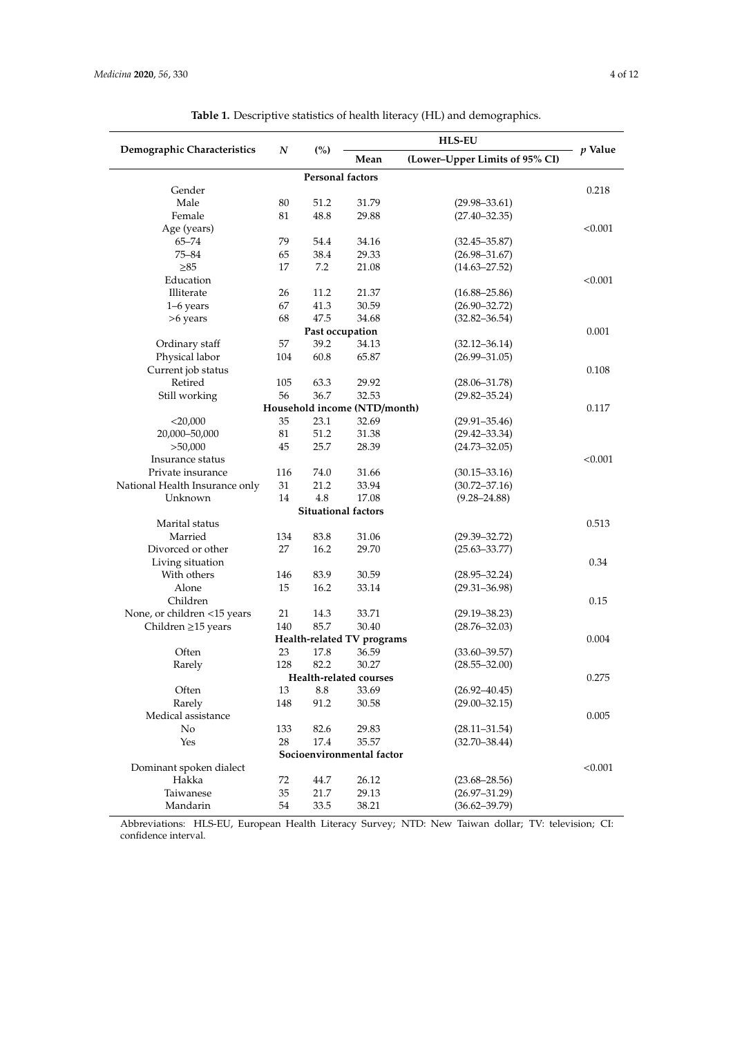**Table 1.** Descriptive statistics of health literacy (HL) and demographics.

| Demographic Characteristics | N | (%) | HLS-EU | | p Value |
|---|---|---|---|---|---|
| | | | Mean | (Lower–Upper Limits of 95% CI) | |
| **Personal factors** | | | | | |
| Gender | | | | | 0.218 |
| Male | 80 | 51.2 | 31.79 | (29.98–33.61) | |
| Female | 81 | 48.8 | 29.88 | (27.40–32.35) | |
| Age (years) | | | | | <0.001 |
| 65–74 | 79 | 54.4 | 34.16 | (32.45–35.87) | |
| 75–84 | 65 | 38.4 | 29.33 | (26.98–31.67) | |
| ≥85 | 17 | 7.2 | 21.08 | (14.63–27.52) | |
| Education | | | | | <0.001 |
| Illiterate | 26 | 11.2 | 21.37 | (16.88–25.86) | |
| 1–6 years | 67 | 41.3 | 30.59 | (26.90–32.72) | |
| >6 years | 68 | 47.5 | 34.68 | (32.82–36.54) | |
| **Past occupation** | | | | | 0.001 |
| Ordinary staff | 57 | 39.2 | 34.13 | (32.12–36.14) | |
| Physical labor | 104 | 60.8 | 65.87 | (26.99–31.05) | |
| Current job status | | | | | 0.108 |
| Retired | 105 | 63.3 | 29.92 | (28.06–31.78) | |
| Still working | 56 | 36.7 | 32.53 | (29.82–35.24) | |
| **Household income (NTD/month)** | | | | | 0.117 |
| <20,000 | 35 | 23.1 | 32.69 | (29.91–35.46) | |
| 20,000–50,000 | 81 | 51.2 | 31.38 | (29.42–33.34) | |
| >50,000 | 45 | 25.7 | 28.39 | (24.73–32.05) | |
| Insurance status | | | | | <0.001 |
| Private insurance | 116 | 74.0 | 31.66 | (30.15–33.16) | |
| National Health Insurance only | 31 | 21.2 | 33.94 | (30.72–37.16) | |
| Unknown | 14 | 4.8 | 17.08 | (9.28–24.88) | |
| **Situational factors** | | | | | |
| Marital status | | | | | 0.513 |
| Married | 134 | 83.8 | 31.06 | (29.39–32.72) | |
| Divorced or other | 27 | 16.2 | 29.70 | (25.63–33.77) | |
| Living situation | | | | | 0.34 |
| With others | 146 | 83.9 | 30.59 | (28.95–32.24) | |
| Alone | 15 | 16.2 | 33.14 | (29.31–36.98) | |
| Children | | | | | 0.15 |
| None, or children <15 years | 21 | 14.3 | 33.71 | (29.19–38.23) | |
| Children ≥15 years | 140 | 85.7 | 30.40 | (28.76–32.03) | |
| **Health-related TV programs** | | | | | 0.004 |
| Often | 23 | 17.8 | 36.59 | (33.60–39.57) | |
| Rarely | 128 | 82.2 | 30.27 | (28.55–32.00) | |
| **Health-related courses** | | | | | 0.275 |
| Often | 13 | 8.8 | 33.69 | (26.92–40.45) | |
| Rarely | 148 | 91.2 | 30.58 | (29.00–32.15) | |
| Medical assistance | | | | | 0.005 |
| No | 133 | 82.6 | 29.83 | (28.11–31.54) | |
| Yes | 28 | 17.4 | 35.57 | (32.70–38.44) | |
| **Socioenvironmental factor** | | | | | |
| Dominant spoken dialect | | | | | <0.001 |
| Hakka | 72 | 44.7 | 26.12 | (23.68–28.56) | |
| Taiwanese | 35 | 21.7 | 29.13 | (26.97–31.29) | |
| Mandarin | 54 | 33.5 | 38.21 | (36.62–39.79) | |

Abbreviations: HLS-EU, European Health Literacy Survey; NTD: New Taiwan dollar; TV: television; CI: confidence interval.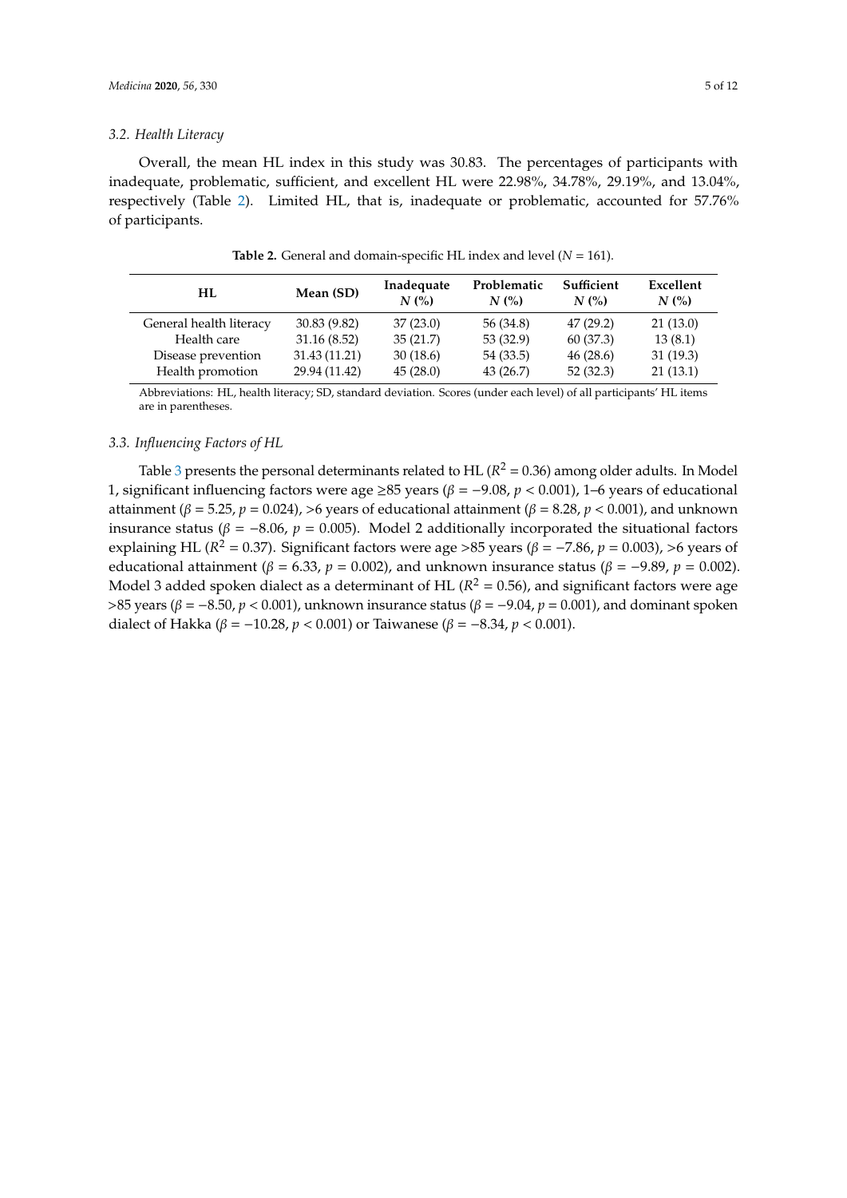### 3.2. Health Literacy

Overall, the mean HL index in this study was 30.83. The percentages of participants with inadequate, problematic, sufficient, and excellent HL were 22.98%, 34.78%, 29.19%, and 13.04%, respectively (Table 2). Limited HL, that is, inadequate or problematic, accounted for 57.76% of participants.

**Table 2.** General and domain-specific HL index and level ($N$ = 161).

| HL | Mean (SD) | Inadequate $N$ (%) | Problematic $N$ (%) | Sufficient $N$ (%) | Excellent $N$ (%) |
|---|---|---|---|---|---|
| General health literacy | 30.83 (9.82) | 37 (23.0) | 56 (34.8) | 47 (29.2) | 21 (13.0) |
| Health care | 31.16 (8.52) | 35 (21.7) | 53 (32.9) | 60 (37.3) | 13 (8.1) |
| Disease prevention | 31.43 (11.21) | 30 (18.6) | 54 (33.5) | 46 (28.6) | 31 (19.3) |
| Health promotion | 29.94 (11.42) | 45 (28.0) | 43 (26.7) | 52 (32.3) | 21 (13.1) |

Abbreviations: HL, health literacy; SD, standard deviation. Scores (under each level) of all participants' HL items are in parentheses.

### 3.3. Influencing Factors of HL

Table 3 presents the personal determinants related to HL ($R^2$ = 0.36) among older adults. In Model 1, significant influencing factors were age ≥85 years ($\beta$ = −9.08, $p$ < 0.001), 1–6 years of educational attainment ($\beta$ = 5.25, $p$ = 0.024), >6 years of educational attainment ($\beta$ = 8.28, $p$ < 0.001), and unknown insurance status ($\beta$ = −8.06, $p$ = 0.005). Model 2 additionally incorporated the situational factors explaining HL ($R^2$ = 0.37). Significant factors were age >85 years ($\beta$ = −7.86, $p$ = 0.003), >6 years of educational attainment ($\beta$ = 6.33, $p$ = 0.002), and unknown insurance status ($\beta$ = −9.89, $p$ = 0.002). Model 3 added spoken dialect as a determinant of HL ($R^2$ = 0.56), and significant factors were age >85 years ($\beta$ = −8.50, $p$ < 0.001), unknown insurance status ($\beta$ = −9.04, $p$ = 0.001), and dominant spoken dialect of Hakka ($\beta$ = −10.28, $p$ < 0.001) or Taiwanese ($\beta$ = −8.34, $p$ < 0.001).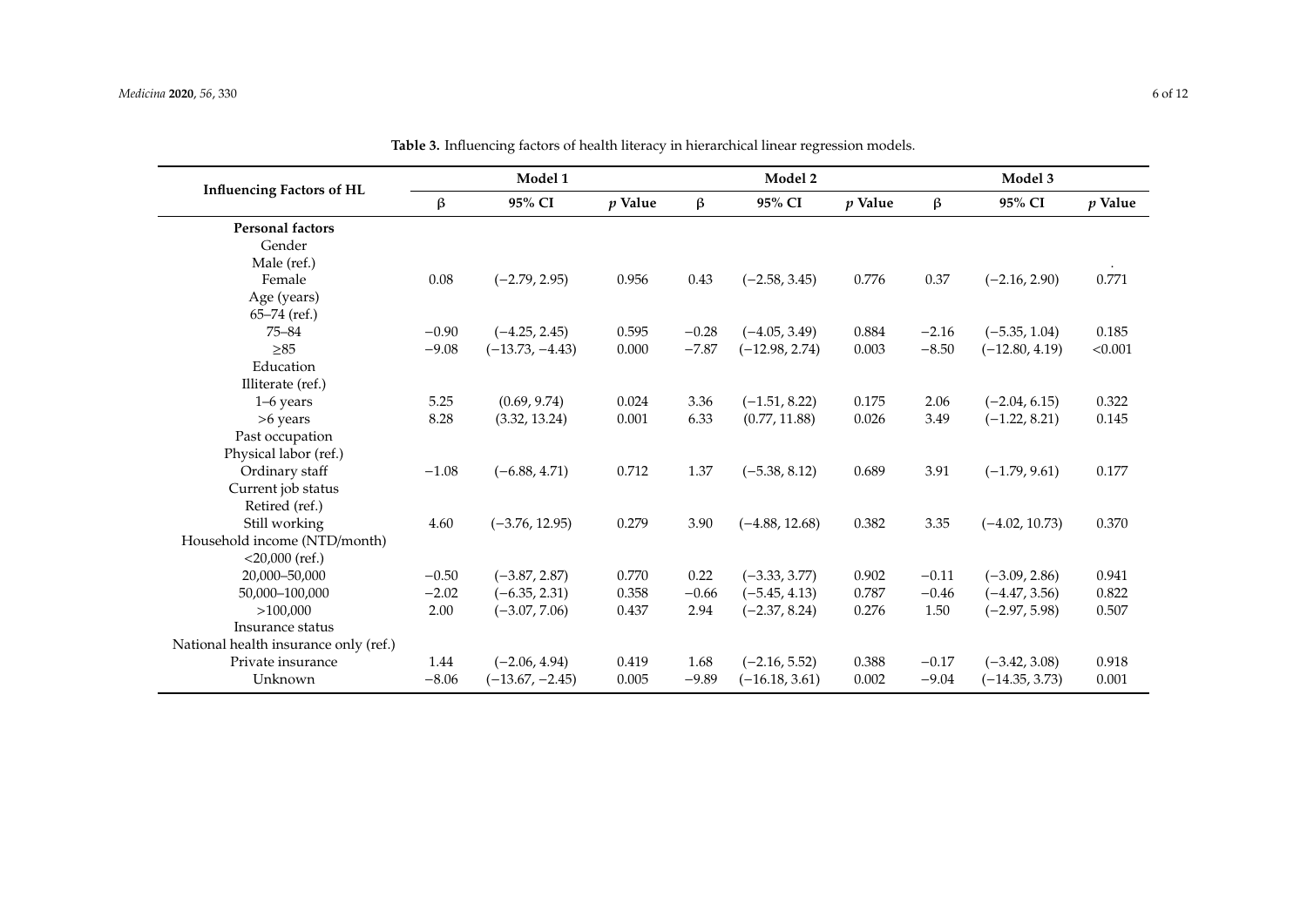**Table 3.** Influencing factors of health literacy in hierarchical linear regression models.

| Influencing Factors of HL | Model 1 | | | Model 2 | | | Model 3 | | |
|---|---|---|---|---|---|---|---|---|---|
| | β | 95% CI | *p* Value | β | 95% CI | *p* Value | β | 95% CI | *p* Value |
| **Personal factors** | | | | | | | | | |
| Gender | | | | | | | | | |
| Male (ref.) | | | | | | | | | |
| Female | 0.08 | (−2.79, 2.95) | 0.956 | 0.43 | (−2.58, 3.45) | 0.776 | 0.37 | (−2.16, 2.90) | 0.771 |
| Age (years) | | | | | | | | | |
| 65–74 (ref.) | | | | | | | | | |
| 75–84 | −0.90 | (−4.25, 2.45) | 0.595 | −0.28 | (−4.05, 3.49) | 0.884 | −2.16 | (−5.35, 1.04) | 0.185 |
| ≥85 | −9.08 | (−13.73, −4.43) | 0.000 | −7.87 | (−12.98, 2.74) | 0.003 | −8.50 | (−12.80, 4.19) | <0.001 |
| Education | | | | | | | | | |
| Illiterate (ref.) | | | | | | | | | |
| 1–6 years | 5.25 | (0.69, 9.74) | 0.024 | 3.36 | (−1.51, 8.22) | 0.175 | 2.06 | (−2.04, 6.15) | 0.322 |
| >6 years | 8.28 | (3.32, 13.24) | 0.001 | 6.33 | (0.77, 11.88) | 0.026 | 3.49 | (−1.22, 8.21) | 0.145 |
| Past occupation | | | | | | | | | |
| Physical labor (ref.) | | | | | | | | | |
| Ordinary staff | −1.08 | (−6.88, 4.71) | 0.712 | 1.37 | (−5.38, 8.12) | 0.689 | 3.91 | (−1.79, 9.61) | 0.177 |
| Current job status | | | | | | | | | |
| Retired (ref.) | | | | | | | | | |
| Still working | 4.60 | (−3.76, 12.95) | 0.279 | 3.90 | (−4.88, 12.68) | 0.382 | 3.35 | (−4.02, 10.73) | 0.370 |
| Household income (NTD/month) | | | | | | | | | |
| <20,000 (ref.) | | | | | | | | | |
| 20,000–50,000 | −0.50 | (−3.87, 2.87) | 0.770 | 0.22 | (−3.33, 3.77) | 0.902 | −0.11 | (−3.09, 2.86) | 0.941 |
| 50,000–100,000 | −2.02 | (−6.35, 2.31) | 0.358 | −0.66 | (−5.45, 4.13) | 0.787 | −0.46 | (−4.47, 3.56) | 0.822 |
| >100,000 | 2.00 | (−3.07, 7.06) | 0.437 | 2.94 | (−2.37, 8.24) | 0.276 | 1.50 | (−2.97, 5.98) | 0.507 |
| Insurance status | | | | | | | | | |
| National health insurance only (ref.) | | | | | | | | | |
| Private insurance | 1.44 | (−2.06, 4.94) | 0.419 | 1.68 | (−2.16, 5.52) | 0.388 | −0.17 | (−3.42, 3.08) | 0.918 |
| Unknown | −8.06 | (−13.67, −2.45) | 0.005 | −9.89 | (−16.18, 3.61) | 0.002 | −9.04 | (−14.35, 3.73) | 0.001 |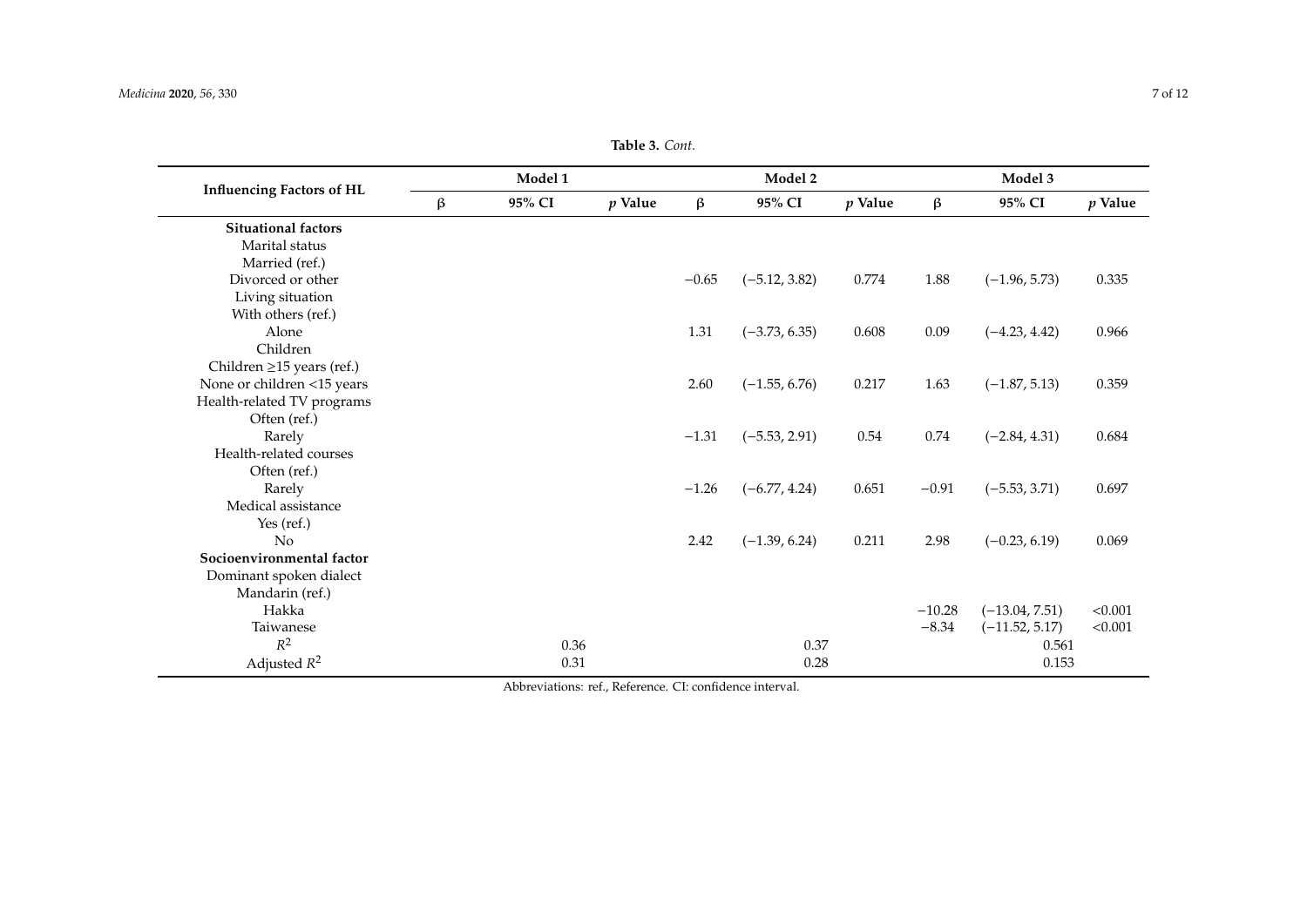**Table 3.** *Cont.*

| Influencing Factors of HL | Model 1 | | | Model 2 | | | Model 3 | | |
|---|---|---|---|---|---|---|---|---|---|
| | β | 95% CI | *p* Value | β | 95% CI | *p* Value | β | 95% CI | *p* Value |
| **Situational factors** | | | | | | | | | |
| Marital status | | | | | | | | | |
| Married (ref.) | | | | | | | | | |
| Divorced or other | | | | −0.65 | (−5.12, 3.82) | 0.774 | 1.88 | (−1.96, 5.73) | 0.335 |
| Living situation | | | | | | | | | |
| With others (ref.) | | | | | | | | | |
| Alone | | | | 1.31 | (−3.73, 6.35) | 0.608 | 0.09 | (−4.23, 4.42) | 0.966 |
| Children | | | | | | | | | |
| Children ≥15 years (ref.) | | | | | | | | | |
| None or children <15 years | | | | 2.60 | (−1.55, 6.76) | 0.217 | 1.63 | (−1.87, 5.13) | 0.359 |
| Health-related TV programs | | | | | | | | | |
| Often (ref.) | | | | | | | | | |
| Rarely | | | | −1.31 | (−5.53, 2.91) | 0.54 | 0.74 | (−2.84, 4.31) | 0.684 |
| Health-related courses | | | | | | | | | |
| Often (ref.) | | | | | | | | | |
| Rarely | | | | −1.26 | (−6.77, 4.24) | 0.651 | −0.91 | (−5.53, 3.71) | 0.697 |
| Medical assistance | | | | | | | | | |
| Yes (ref.) | | | | | | | | | |
| No | | | | 2.42 | (−1.39, 6.24) | 0.211 | 2.98 | (−0.23, 6.19) | 0.069 |
| **Socioenvironmental factor** | | | | | | | | | |
| Dominant spoken dialect | | | | | | | | | |
| Mandarin (ref.) | | | | | | | | | |
| Hakka | | | | | | | −10.28 | (−13.04, 7.51) | <0.001 |
| Taiwanese | | | | | | | −8.34 | (−11.52, 5.17) | <0.001 |
| $R^2$ | | 0.36 | | | 0.37 | | | 0.561 | |
| Adjusted $R^2$ | | 0.31 | | | 0.28 | | | 0.153 | |

Abbreviations: ref., Reference. CI: confidence interval.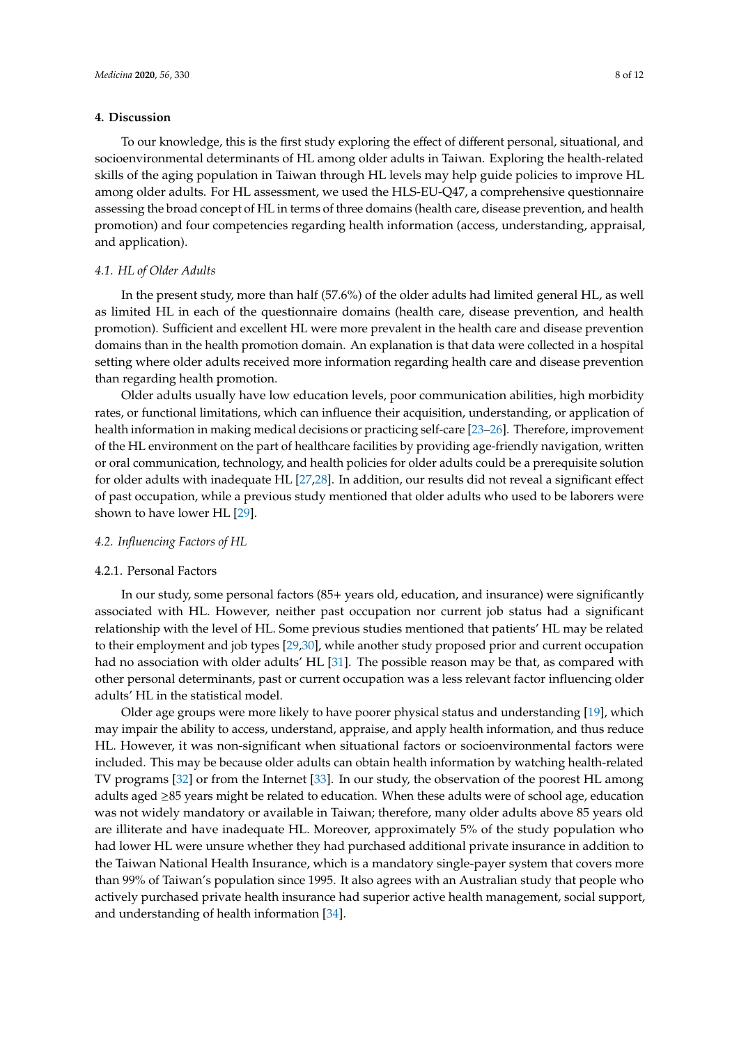## 4. Discussion

To our knowledge, this is the first study exploring the effect of different personal, situational, and socioenvironmental determinants of HL among older adults in Taiwan. Exploring the health-related skills of the aging population in Taiwan through HL levels may help guide policies to improve HL among older adults. For HL assessment, we used the HLS-EU-Q47, a comprehensive questionnaire assessing the broad concept of HL in terms of three domains (health care, disease prevention, and health promotion) and four competencies regarding health information (access, understanding, appraisal, and application).

### *4.1. HL of Older Adults*

In the present study, more than half (57.6%) of the older adults had limited general HL, as well as limited HL in each of the questionnaire domains (health care, disease prevention, and health promotion). Sufficient and excellent HL were more prevalent in the health care and disease prevention domains than in the health promotion domain. An explanation is that data were collected in a hospital setting where older adults received more information regarding health care and disease prevention than regarding health promotion.

Older adults usually have low education levels, poor communication abilities, high morbidity rates, or functional limitations, which can influence their acquisition, understanding, or application of health information in making medical decisions or practicing self-care [23–26]. Therefore, improvement of the HL environment on the part of healthcare facilities by providing age-friendly navigation, written or oral communication, technology, and health policies for older adults could be a prerequisite solution for older adults with inadequate HL [27,28]. In addition, our results did not reveal a significant effect of past occupation, while a previous study mentioned that older adults who used to be laborers were shown to have lower HL [29].

### *4.2. Influencing Factors of HL*

#### 4.2.1. Personal Factors

In our study, some personal factors (85+ years old, education, and insurance) were significantly associated with HL. However, neither past occupation nor current job status had a significant relationship with the level of HL. Some previous studies mentioned that patients' HL may be related to their employment and job types [29,30], while another study proposed prior and current occupation had no association with older adults' HL [31]. The possible reason may be that, as compared with other personal determinants, past or current occupation was a less relevant factor influencing older adults' HL in the statistical model.

Older age groups were more likely to have poorer physical status and understanding [19], which may impair the ability to access, understand, appraise, and apply health information, and thus reduce HL. However, it was non-significant when situational factors or socioenvironmental factors were included. This may be because older adults can obtain health information by watching health-related TV programs [32] or from the Internet [33]. In our study, the observation of the poorest HL among adults aged ≥85 years might be related to education. When these adults were of school age, education was not widely mandatory or available in Taiwan; therefore, many older adults above 85 years old are illiterate and have inadequate HL. Moreover, approximately 5% of the study population who had lower HL were unsure whether they had purchased additional private insurance in addition to the Taiwan National Health Insurance, which is a mandatory single-payer system that covers more than 99% of Taiwan's population since 1995. It also agrees with an Australian study that people who actively purchased private health insurance had superior active health management, social support, and understanding of health information [34].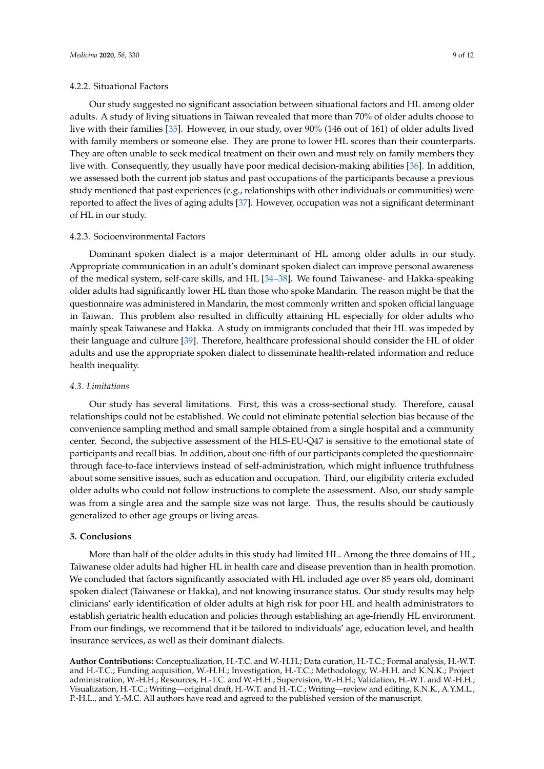#### 4.2.2. Situational Factors

Our study suggested no significant association between situational factors and HL among older adults. A study of living situations in Taiwan revealed that more than 70% of older adults choose to live with their families [35]. However, in our study, over 90% (146 out of 161) of older adults lived with family members or someone else. They are prone to lower HL scores than their counterparts. They are often unable to seek medical treatment on their own and must rely on family members they live with. Consequently, they usually have poor medical decision-making abilities [36]. In addition, we assessed both the current job status and past occupations of the participants because a previous study mentioned that past experiences (e.g., relationships with other individuals or communities) were reported to affect the lives of aging adults [37]. However, occupation was not a significant determinant of HL in our study.

#### 4.2.3. Socioenvironmental Factors

Dominant spoken dialect is a major determinant of HL among older adults in our study. Appropriate communication in an adult's dominant spoken dialect can improve personal awareness of the medical system, self-care skills, and HL [34–38]. We found Taiwanese- and Hakka-speaking older adults had significantly lower HL than those who spoke Mandarin. The reason might be that the questionnaire was administered in Mandarin, the most commonly written and spoken official language in Taiwan. This problem also resulted in difficulty attaining HL especially for older adults who mainly speak Taiwanese and Hakka. A study on immigrants concluded that their HL was impeded by their language and culture [39]. Therefore, healthcare professional should consider the HL of older adults and use the appropriate spoken dialect to disseminate health-related information and reduce health inequality.

### *4.3. Limitations*

Our study has several limitations. First, this was a cross-sectional study. Therefore, causal relationships could not be established. We could not eliminate potential selection bias because of the convenience sampling method and small sample obtained from a single hospital and a community center. Second, the subjective assessment of the HLS-EU-Q47 is sensitive to the emotional state of participants and recall bias. In addition, about one-fifth of our participants completed the questionnaire through face-to-face interviews instead of self-administration, which might influence truthfulness about some sensitive issues, such as education and occupation. Third, our eligibility criteria excluded older adults who could not follow instructions to complete the assessment. Also, our study sample was from a single area and the sample size was not large. Thus, the results should be cautiously generalized to other age groups or living areas.

## 5. Conclusions

More than half of the older adults in this study had limited HL. Among the three domains of HL, Taiwanese older adults had higher HL in health care and disease prevention than in health promotion. We concluded that factors significantly associated with HL included age over 85 years old, dominant spoken dialect (Taiwanese or Hakka), and not knowing insurance status. Our study results may help clinicians' early identification of older adults at high risk for poor HL and health administrators to establish geriatric health education and policies through establishing an age-friendly HL environment. From our findings, we recommend that it be tailored to individuals' age, education level, and health insurance services, as well as their dominant dialects.

**Author Contributions:** Conceptualization, H.-T.C. and W.-H.H.; Data curation, H.-T.C.; Formal analysis, H.-W.T. and H.-T.C.; Funding acquisition, W.-H.H.; Investigation, H.-T.C.; Methodology, W.-H.H. and K.N.K.; Project administration, W.-H.H.; Resources, H.-T.C. and W.-H.H.; Supervision, W.-H.H.; Validation, H.-W.T. and W.-H.H.; Visualization, H.-T.C.; Writing—original draft, H.-W.T. and H.-T.C.; Writing—review and editing, K.N.K., A.Y.M.L., P.-H.L., and Y.-M.C. All authors have read and agreed to the published version of the manuscript.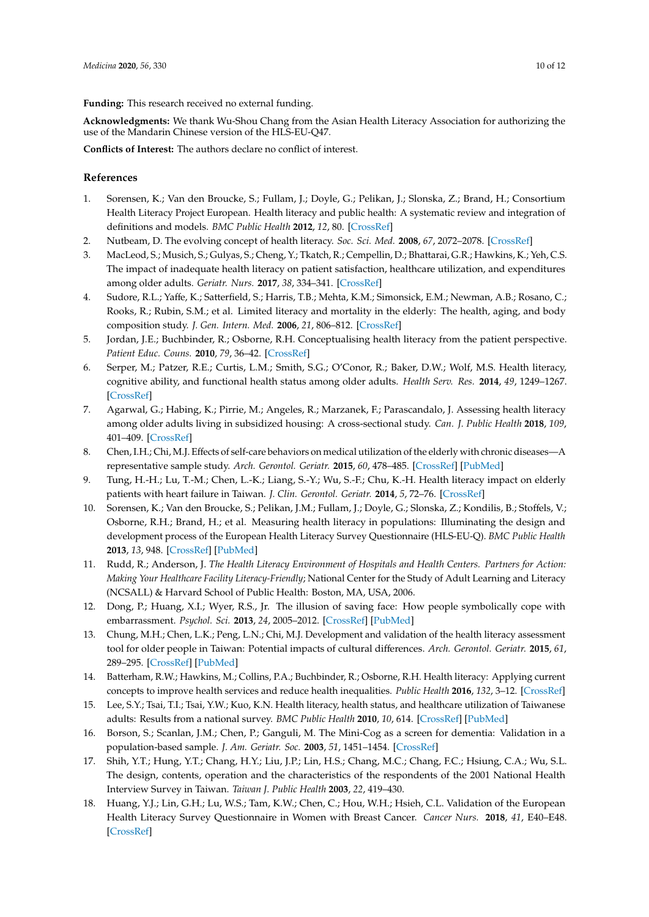**Funding:** This research received no external funding.

**Acknowledgments:** We thank Wu-Shou Chang from the Asian Health Literacy Association for authorizing the use of the Mandarin Chinese version of the HLS-EU-Q47.

**Conflicts of Interest:** The authors declare no conflict of interest.

## References

1. Sorensen, K.; Van den Broucke, S.; Fullam, J.; Doyle, G.; Pelikan, J.; Slonska, Z.; Brand, H.; Consortium Health Literacy Project European. Health literacy and public health: A systematic review and integration of definitions and models. *BMC Public Health* **2012**, *12*, 80. [CrossRef]
2. Nutbeam, D. The evolving concept of health literacy. *Soc. Sci. Med.* **2008**, *67*, 2072–2078. [CrossRef]
3. MacLeod, S.; Musich, S.; Gulyas, S.; Cheng, Y.; Tkatch, R.; Cempellin, D.; Bhattarai, G.R.; Hawkins, K.; Yeh, C.S. The impact of inadequate health literacy on patient satisfaction, healthcare utilization, and expenditures among older adults. *Geriatr. Nurs.* **2017**, *38*, 334–341. [CrossRef]
4. Sudore, R.L.; Yaffe, K.; Satterfield, S.; Harris, T.B.; Mehta, K.M.; Simonsick, E.M.; Newman, A.B.; Rosano, C.; Rooks, R.; Rubin, S.M.; et al. Limited literacy and mortality in the elderly: The health, aging, and body composition study. *J. Gen. Intern. Med.* **2006**, *21*, 806–812. [CrossRef]
5. Jordan, J.E.; Buchbinder, R.; Osborne, R.H. Conceptualising health literacy from the patient perspective. *Patient Educ. Couns.* **2010**, *79*, 36–42. [CrossRef]
6. Serper, M.; Patzer, R.E.; Curtis, L.M.; Smith, S.G.; O'Conor, R.; Baker, D.W.; Wolf, M.S. Health literacy, cognitive ability, and functional health status among older adults. *Health Serv. Res.* **2014**, *49*, 1249–1267. [CrossRef]
7. Agarwal, G.; Habing, K.; Pirrie, M.; Angeles, R.; Marzanek, F.; Parascandalo, J. Assessing health literacy among older adults living in subsidized housing: A cross-sectional study. *Can. J. Public Health* **2018**, *109*, 401–409. [CrossRef]
8. Chen, I.H.; Chi, M.J. Effects of self-care behaviors on medical utilization of the elderly with chronic diseases—A representative sample study. *Arch. Gerontol. Geriatr.* **2015**, *60*, 478–485. [CrossRef] [PubMed]
9. Tung, H.-H.; Lu, T.-M.; Chen, L.-K.; Liang, S.-Y.; Wu, S.-F.; Chu, K.-H. Health literacy impact on elderly patients with heart failure in Taiwan. *J. Clin. Gerontol. Geriatr.* **2014**, *5*, 72–76. [CrossRef]
10. Sorensen, K.; Van den Broucke, S.; Pelikan, J.M.; Fullam, J.; Doyle, G.; Slonska, Z.; Kondilis, B.; Stoffels, V.; Osborne, R.H.; Brand, H.; et al. Measuring health literacy in populations: Illuminating the design and development process of the European Health Literacy Survey Questionnaire (HLS-EU-Q). *BMC Public Health* **2013**, *13*, 948. [CrossRef] [PubMed]
11. Rudd, R.; Anderson, J. *The Health Literacy Environment of Hospitals and Health Centers. Partners for Action: Making Your Healthcare Facility Literacy-Friendly*; National Center for the Study of Adult Learning and Literacy (NCSALL) & Harvard School of Public Health: Boston, MA, USA, 2006.
12. Dong, P.; Huang, X.I.; Wyer, R.S., Jr. The illusion of saving face: How people symbolically cope with embarrassment. *Psychol. Sci.* **2013**, *24*, 2005–2012. [CrossRef] [PubMed]
13. Chung, M.H.; Chen, L.K.; Peng, L.N.; Chi, M.J. Development and validation of the health literacy assessment tool for older people in Taiwan: Potential impacts of cultural differences. *Arch. Gerontol. Geriatr.* **2015**, *61*, 289–295. [CrossRef] [PubMed]
14. Batterham, R.W.; Hawkins, M.; Collins, P.A.; Buchbinder, R.; Osborne, R.H. Health literacy: Applying current concepts to improve health services and reduce health inequalities. *Public Health* **2016**, *132*, 3–12. [CrossRef]
15. Lee, S.Y.; Tsai, T.I.; Tsai, Y.W.; Kuo, K.N. Health literacy, health status, and healthcare utilization of Taiwanese adults: Results from a national survey. *BMC Public Health* **2010**, *10*, 614. [CrossRef] [PubMed]
16. Borson, S.; Scanlan, J.M.; Chen, P.; Ganguli, M. The Mini-Cog as a screen for dementia: Validation in a population-based sample. *J. Am. Geriatr. Soc.* **2003**, *51*, 1451–1454. [CrossRef]
17. Shih, Y.T.; Hung, Y.T.; Chang, H.Y.; Liu, J.P.; Lin, H.S.; Chang, M.C.; Chang, F.C.; Hsiung, C.A.; Wu, S.L. The design, contents, operation and the characteristics of the respondents of the 2001 National Health Interview Survey in Taiwan. *Taiwan J. Public Health* **2003**, *22*, 419–430.
18. Huang, Y.J.; Lin, G.H.; Lu, W.S.; Tam, K.W.; Chen, C.; Hou, W.H.; Hsieh, C.L. Validation of the European Health Literacy Survey Questionnaire in Women with Breast Cancer. *Cancer Nurs.* **2018**, *41*, E40–E48. [CrossRef]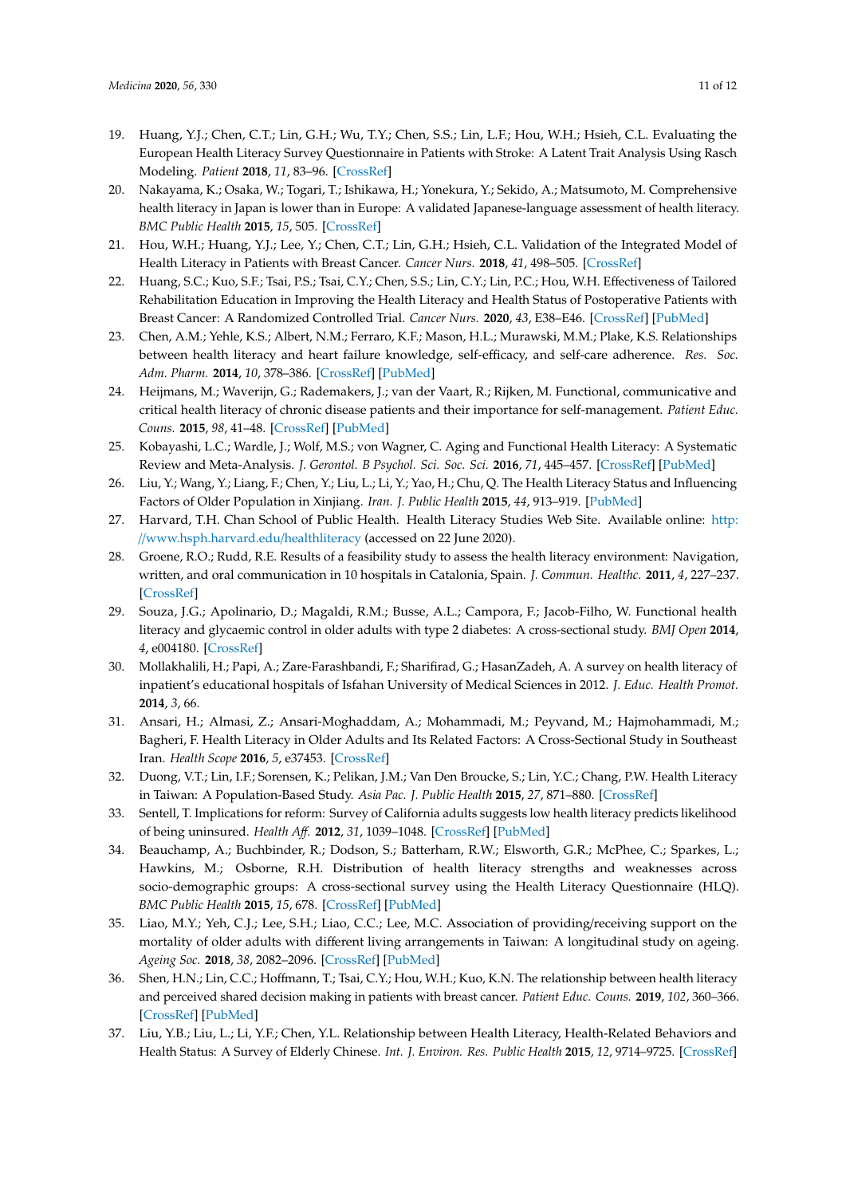19. Huang, Y.J.; Chen, C.T.; Lin, G.H.; Wu, T.Y.; Chen, S.S.; Lin, L.F.; Hou, W.H.; Hsieh, C.L. Evaluating the European Health Literacy Survey Questionnaire in Patients with Stroke: A Latent Trait Analysis Using Rasch Modeling. *Patient* **2018**, *11*, 83–96. [CrossRef]
20. Nakayama, K.; Osaka, W.; Togari, T.; Ishikawa, H.; Yonekura, Y.; Sekido, A.; Matsumoto, M. Comprehensive health literacy in Japan is lower than in Europe: A validated Japanese-language assessment of health literacy. *BMC Public Health* **2015**, *15*, 505. [CrossRef]
21. Hou, W.H.; Huang, Y.J.; Lee, Y.; Chen, C.T.; Lin, G.H.; Hsieh, C.L. Validation of the Integrated Model of Health Literacy in Patients with Breast Cancer. *Cancer Nurs.* **2018**, *41*, 498–505. [CrossRef]
22. Huang, S.C.; Kuo, S.F.; Tsai, P.S.; Tsai, C.Y.; Chen, S.S.; Lin, C.Y.; Lin, P.C.; Hou, W.H. Effectiveness of Tailored Rehabilitation Education in Improving the Health Literacy and Health Status of Postoperative Patients with Breast Cancer: A Randomized Controlled Trial. *Cancer Nurs.* **2020**, *43*, E38–E46. [CrossRef] [PubMed]
23. Chen, A.M.; Yehle, K.S.; Albert, N.M.; Ferraro, K.F.; Mason, H.L.; Murawski, M.M.; Plake, K.S. Relationships between health literacy and heart failure knowledge, self-efficacy, and self-care adherence. *Res. Soc. Adm. Pharm.* **2014**, *10*, 378–386. [CrossRef] [PubMed]
24. Heijmans, M.; Waverijn, G.; Rademakers, J.; van der Vaart, R.; Rijken, M. Functional, communicative and critical health literacy of chronic disease patients and their importance for self-management. *Patient Educ. Couns.* **2015**, *98*, 41–48. [CrossRef] [PubMed]
25. Kobayashi, L.C.; Wardle, J.; Wolf, M.S.; von Wagner, C. Aging and Functional Health Literacy: A Systematic Review and Meta-Analysis. *J. Gerontol. B Psychol. Sci. Soc. Sci.* **2016**, *71*, 445–457. [CrossRef] [PubMed]
26. Liu, Y.; Wang, Y.; Liang, F.; Chen, Y.; Liu, L.; Li, Y.; Yao, H.; Chu, Q. The Health Literacy Status and Influencing Factors of Older Population in Xinjiang. *Iran. J. Public Health* **2015**, *44*, 913–919. [PubMed]
27. Harvard, T.H. Chan School of Public Health. Health Literacy Studies Web Site. Available online: http://www.hsph.harvard.edu/healthliteracy (accessed on 22 June 2020).
28. Groene, R.O.; Rudd, R.E. Results of a feasibility study to assess the health literacy environment: Navigation, written, and oral communication in 10 hospitals in Catalonia, Spain. *J. Commun. Healthc.* **2011**, *4*, 227–237. [CrossRef]
29. Souza, J.G.; Apolinario, D.; Magaldi, R.M.; Busse, A.L.; Campora, F.; Jacob-Filho, W. Functional health literacy and glycaemic control in older adults with type 2 diabetes: A cross-sectional study. *BMJ Open* **2014**, *4*, e004180. [CrossRef]
30. Mollakhalili, H.; Papi, A.; Zare-Farashbandi, F.; Sharifirad, G.; HasanZadeh, A. A survey on health literacy of inpatient's educational hospitals of Isfahan University of Medical Sciences in 2012. *J. Educ. Health Promot.* **2014**, *3*, 66.
31. Ansari, H.; Almasi, Z.; Ansari-Moghaddam, A.; Mohammadi, M.; Peyvand, M.; Hajmohammadi, M.; Bagheri, F. Health Literacy in Older Adults and Its Related Factors: A Cross-Sectional Study in Southeast Iran. *Health Scope* **2016**, *5*, e37453. [CrossRef]
32. Duong, V.T.; Lin, I.F.; Sorensen, K.; Pelikan, J.M.; Van Den Broucke, S.; Lin, Y.C.; Chang, P.W. Health Literacy in Taiwan: A Population-Based Study. *Asia Pac. J. Public Health* **2015**, *27*, 871–880. [CrossRef]
33. Sentell, T. Implications for reform: Survey of California adults suggests low health literacy predicts likelihood of being uninsured. *Health Aff.* **2012**, *31*, 1039–1048. [CrossRef] [PubMed]
34. Beauchamp, A.; Buchbinder, R.; Dodson, S.; Batterham, R.W.; Elsworth, G.R.; McPhee, C.; Sparkes, L.; Hawkins, M.; Osborne, R.H. Distribution of health literacy strengths and weaknesses across socio-demographic groups: A cross-sectional survey using the Health Literacy Questionnaire (HLQ). *BMC Public Health* **2015**, *15*, 678. [CrossRef] [PubMed]
35. Liao, M.Y.; Yeh, C.J.; Lee, S.H.; Liao, C.C.; Lee, M.C. Association of providing/receiving support on the mortality of older adults with different living arrangements in Taiwan: A longitudinal study on ageing. *Ageing Soc.* **2018**, *38*, 2082–2096. [CrossRef] [PubMed]
36. Shen, H.N.; Lin, C.C.; Hoffmann, T.; Tsai, C.Y.; Hou, W.H.; Kuo, K.N. The relationship between health literacy and perceived shared decision making in patients with breast cancer. *Patient Educ. Couns.* **2019**, *102*, 360–366. [CrossRef] [PubMed]
37. Liu, Y.B.; Liu, L.; Li, Y.F.; Chen, Y.L. Relationship between Health Literacy, Health-Related Behaviors and Health Status: A Survey of Elderly Chinese. *Int. J. Environ. Res. Public Health* **2015**, *12*, 9714–9725. [CrossRef]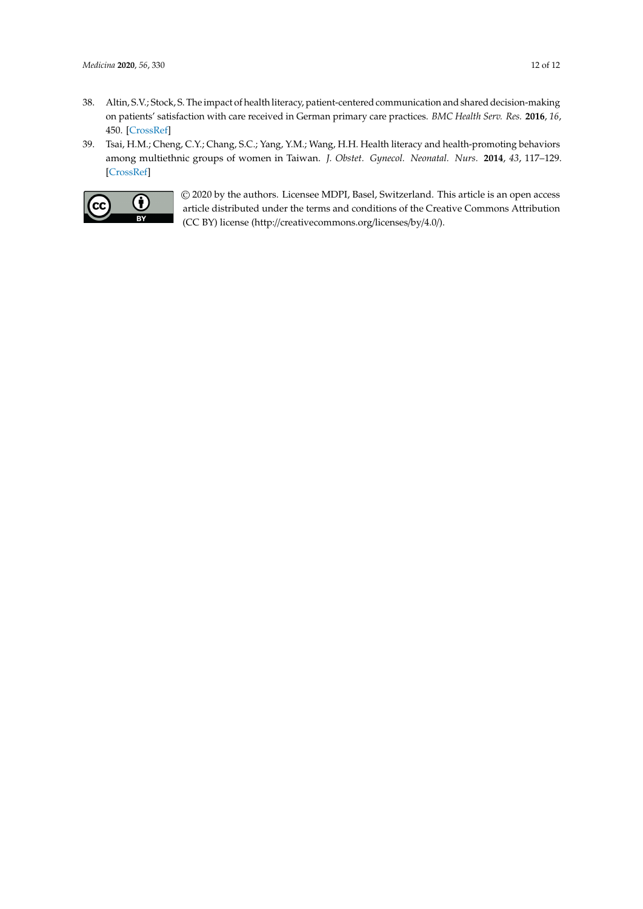38. Altin, S.V.; Stock, S. The impact of health literacy, patient-centered communication and shared decision-making on patients' satisfaction with care received in German primary care practices. *BMC Health Serv. Res.* **2016**, *16*, 450. [CrossRef]
39. Tsai, H.M.; Cheng, C.Y.; Chang, S.C.; Yang, Y.M.; Wang, H.H. Health literacy and health-promoting behaviors among multiethnic groups of women in Taiwan. *J. Obstet. Gynecol. Neonatal. Nurs.* **2014**, *43*, 117–129. [CrossRef]

© 2020 by the authors. Licensee MDPI, Basel, Switzerland. This article is an open access article distributed under the terms and conditions of the Creative Commons Attribution (CC BY) license (http://creativecommons.org/licenses/by/4.0/).